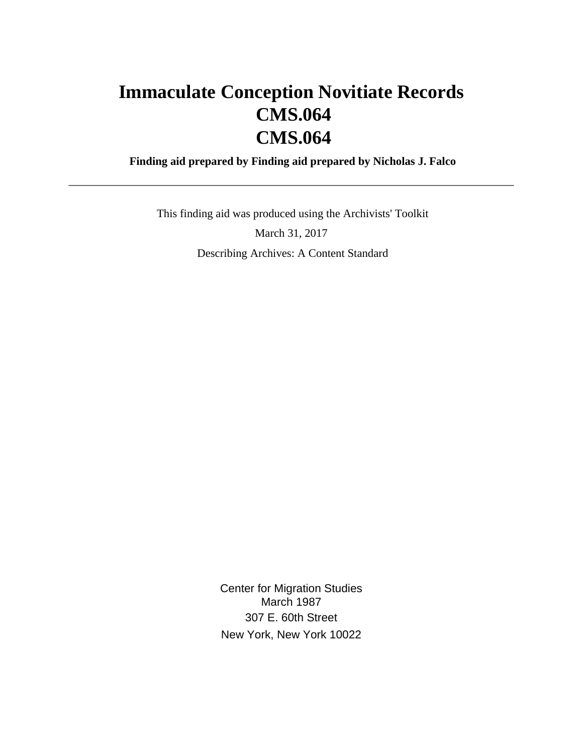# Immaculate Conception Novitiate Records
# CMS.064
# CMS.064

**Finding aid prepared by Finding aid prepared by Nicholas J. Falco**

---

This finding aid was produced using the Archivists' Toolkit

March 31, 2017

Describing Archives: A Content Standard

Center for Migration Studies
March 1987
307 E. 60th Street
New York, New York 10022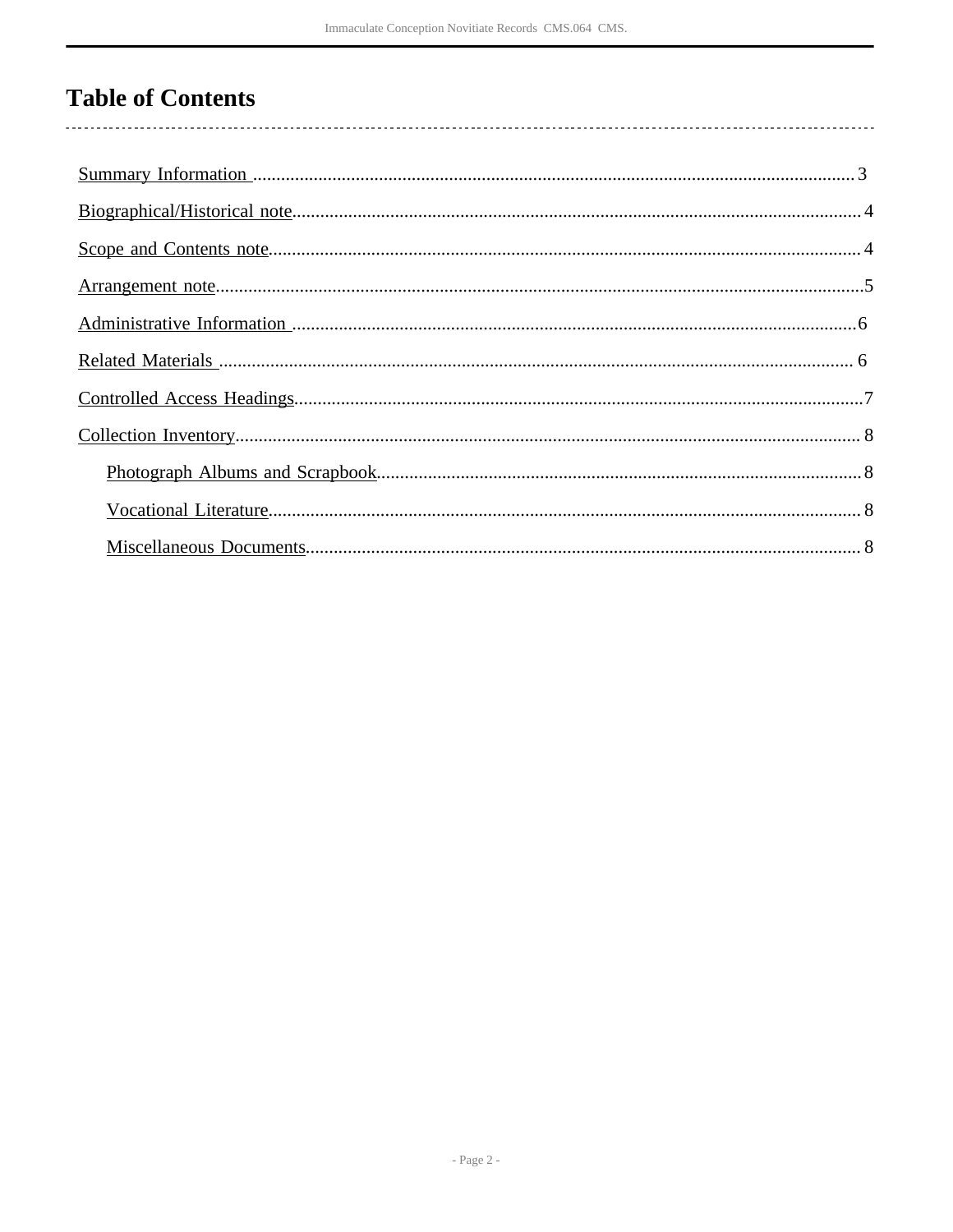# Table of Contents

- Summary Information ........ 3
- Biographical/Historical note ........ 4
- Scope and Contents note ........ 4
- Arrangement note ........ 5
- Administrative Information ........ 6
- Related Materials ........ 6
- Controlled Access Headings ........ 7
- Collection Inventory ........ 8
    - Photograph Albums and Scrapbook ........ 8
    - Vocational Literature ........ 8
    - Miscellaneous Documents ........ 8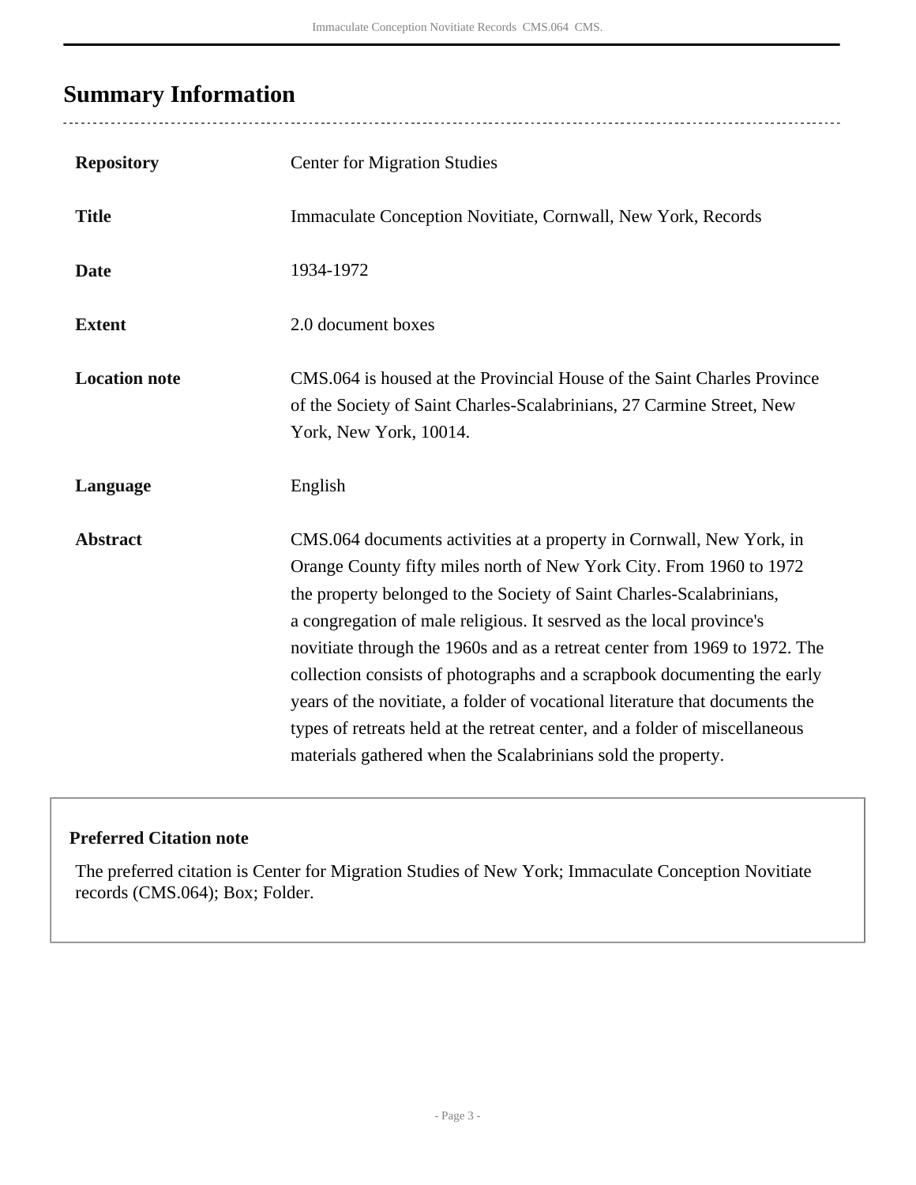## Summary Information

| | |
|---|---|
| **Repository** | Center for Migration Studies |
| **Title** | Immaculate Conception Novitiate, Cornwall, New York, Records |
| **Date** | 1934-1972 |
| **Extent** | 2.0 document boxes |
| **Location note** | CMS.064 is housed at the Provincial House of the Saint Charles Province of the Society of Saint Charles-Scalabrinians, 27 Carmine Street, New York, New York, 10014. |
| **Language** | English |
| **Abstract** | CMS.064 documents activities at a property in Cornwall, New York, in Orange County fifty miles north of New York City. From 1960 to 1972 the property belonged to the Society of Saint Charles-Scalabrinians, a congregation of male religious. It sesrved as the local province's novitiate through the 1960s and as a retreat center from 1969 to 1972. The collection consists of photographs and a scrapbook documenting the early years of the novitiate, a folder of vocational literature that documents the types of retreats held at the retreat center, and a folder of miscellaneous materials gathered when the Scalabrinians sold the property. |

**Preferred Citation note**

The preferred citation is Center for Migration Studies of New York; Immaculate Conception Novitiate records (CMS.064); Box; Folder.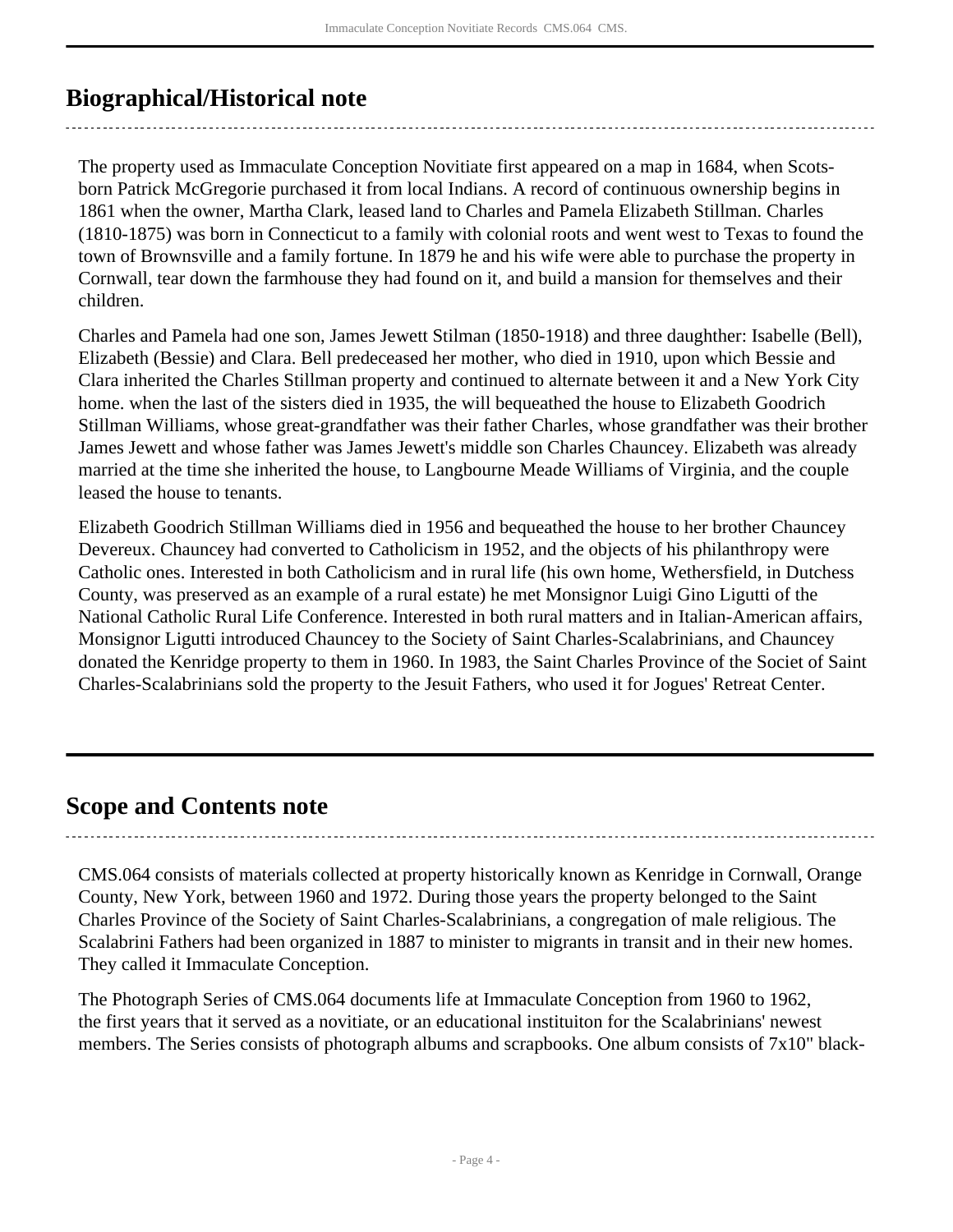## Biographical/Historical note

The property used as Immaculate Conception Novitiate first appeared on a map in 1684, when Scots-born Patrick McGregorie purchased it from local Indians. A record of continuous ownership begins in 1861 when the owner, Martha Clark, leased land to Charles and Pamela Elizabeth Stillman. Charles (1810-1875) was born in Connecticut to a family with colonial roots and went west to Texas to found the town of Brownsville and a family fortune. In 1879 he and his wife were able to purchase the property in Cornwall, tear down the farmhouse they had found on it, and build a mansion for themselves and their children.

Charles and Pamela had one son, James Jewett Stilman (1850-1918) and three daughther: Isabelle (Bell), Elizabeth (Bessie) and Clara. Bell predeceased her mother, who died in 1910, upon which Bessie and Clara inherited the Charles Stillman property and continued to alternate between it and a New York City home. when the last of the sisters died in 1935, the will bequeathed the house to Elizabeth Goodrich Stillman Williams, whose great-grandfather was their father Charles, whose grandfather was their brother James Jewett and whose father was James Jewett's middle son Charles Chauncey. Elizabeth was already married at the time she inherited the house, to Langbourne Meade Williams of Virginia, and the couple leased the house to tenants.

Elizabeth Goodrich Stillman Williams died in 1956 and bequeathed the house to her brother Chauncey Devereux. Chauncey had converted to Catholicism in 1952, and the objects of his philanthropy were Catholic ones. Interested in both Catholicism and in rural life (his own home, Wethersfield, in Dutchess County, was preserved as an example of a rural estate) he met Monsignor Luigi Gino Ligutti of the National Catholic Rural Life Conference. Interested in both rural matters and in Italian-American affairs, Monsignor Ligutti introduced Chauncey to the Society of Saint Charles-Scalabrinians, and Chauncey donated the Kenridge property to them in 1960. In 1983, the Saint Charles Province of the Societ of Saint Charles-Scalabrinians sold the property to the Jesuit Fathers, who used it for Jogues' Retreat Center.

## Scope and Contents note

CMS.064 consists of materials collected at property historically known as Kenridge in Cornwall, Orange County, New York, between 1960 and 1972. During those years the property belonged to the Saint Charles Province of the Society of Saint Charles-Scalabrinians, a congregation of male religious. The Scalabrini Fathers had been organized in 1887 to minister to migrants in transit and in their new homes. They called it Immaculate Conception.

The Photograph Series of CMS.064 documents life at Immaculate Conception from 1960 to 1962, the first years that it served as a novitiate, or an educational instituiton for the Scalabrinians' newest members. The Series consists of photograph albums and scrapbooks. One album consists of 7x10" black-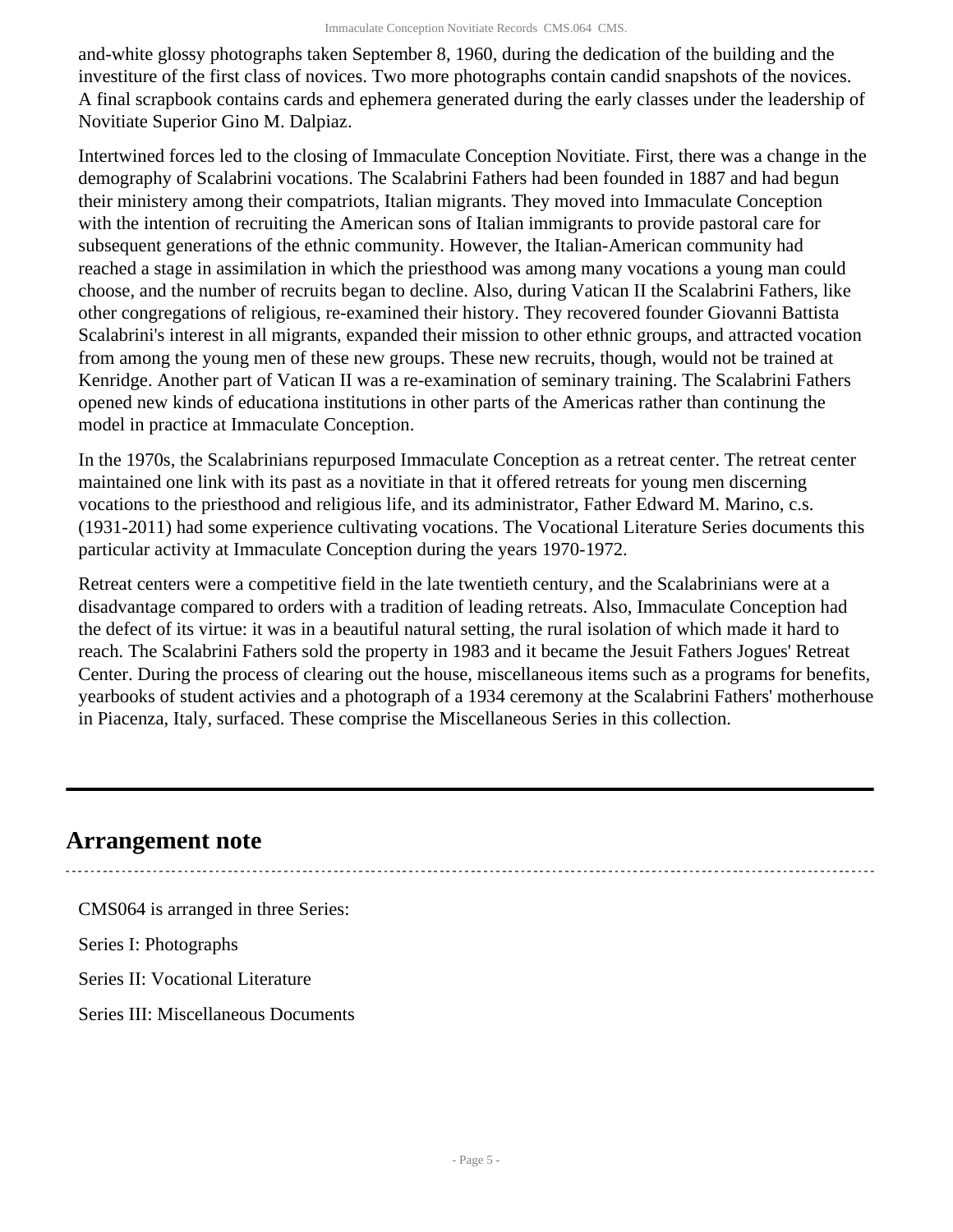and-white glossy photographs taken September 8, 1960, during the dedication of the building and the investiture of the first class of novices. Two more photographs contain candid snapshots of the novices. A final scrapbook contains cards and ephemera generated during the early classes under the leadership of Novitiate Superior Gino M. Dalpiaz.

Intertwined forces led to the closing of Immaculate Conception Novitiate. First, there was a change in the demography of Scalabrini vocations. The Scalabrini Fathers had been founded in 1887 and had begun their ministery among their compatriots, Italian migrants. They moved into Immaculate Conception with the intention of recruiting the American sons of Italian immigrants to provide pastoral care for subsequent generations of the ethnic community. However, the Italian-American community had reached a stage in assimilation in which the priesthood was among many vocations a young man could choose, and the number of recruits began to decline. Also, during Vatican II the Scalabrini Fathers, like other congregations of religious, re-examined their history. They recovered founder Giovanni Battista Scalabrini's interest in all migrants, expanded their mission to other ethnic groups, and attracted vocation from among the young men of these new groups. These new recruits, though, would not be trained at Kenridge. Another part of Vatican II was a re-examination of seminary training. The Scalabrini Fathers opened new kinds of educationa institutions in other parts of the Americas rather than continung the model in practice at Immaculate Conception.

In the 1970s, the Scalabrinians repurposed Immaculate Conception as a retreat center. The retreat center maintained one link with its past as a novitiate in that it offered retreats for young men discerning vocations to the priesthood and religious life, and its administrator, Father Edward M. Marino, c.s. (1931-2011) had some experience cultivating vocations. The Vocational Literature Series documents this particular activity at Immaculate Conception during the years 1970-1972.

Retreat centers were a competitive field in the late twentieth century, and the Scalabrinians were at a disadvantage compared to orders with a tradition of leading retreats. Also, Immaculate Conception had the defect of its virtue: it was in a beautiful natural setting, the rural isolation of which made it hard to reach. The Scalabrini Fathers sold the property in 1983 and it became the Jesuit Fathers Jogues' Retreat Center. During the process of clearing out the house, miscellaneous items such as a programs for benefits, yearbooks of student activies and a photograph of a 1934 ceremony at the Scalabrini Fathers' motherhouse in Piacenza, Italy, surfaced. These comprise the Miscellaneous Series in this collection.

## Arrangement note

CMS064 is arranged in three Series:

Series I: Photographs

Series II: Vocational Literature

Series III: Miscellaneous Documents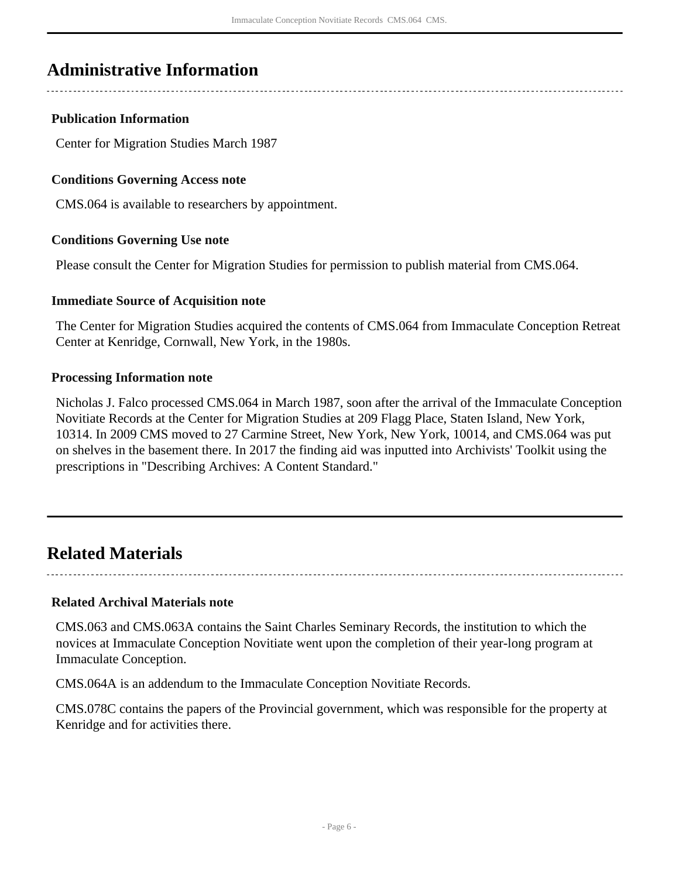## Administrative Information

### Publication Information

Center for Migration Studies March 1987

### Conditions Governing Access note

CMS.064 is available to researchers by appointment.

### Conditions Governing Use note

Please consult the Center for Migration Studies for permission to publish material from CMS.064.

### Immediate Source of Acquisition note

The Center for Migration Studies acquired the contents of CMS.064 from Immaculate Conception Retreat Center at Kenridge, Cornwall, New York, in the 1980s.

### Processing Information note

Nicholas J. Falco processed CMS.064 in March 1987, soon after the arrival of the Immaculate Conception Novitiate Records at the Center for Migration Studies at 209 Flagg Place, Staten Island, New York, 10314. In 2009 CMS moved to 27 Carmine Street, New York, New York, 10014, and CMS.064 was put on shelves in the basement there. In 2017 the finding aid was inputted into Archivists' Toolkit using the prescriptions in "Describing Archives: A Content Standard."

## Related Materials

### Related Archival Materials note

CMS.063 and CMS.063A contains the Saint Charles Seminary Records, the institution to which the novices at Immaculate Conception Novitiate went upon the completion of their year-long program at Immaculate Conception.

CMS.064A is an addendum to the Immaculate Conception Novitiate Records.

CMS.078C contains the papers of the Provincial government, which was responsible for the property at Kenridge and for activities there.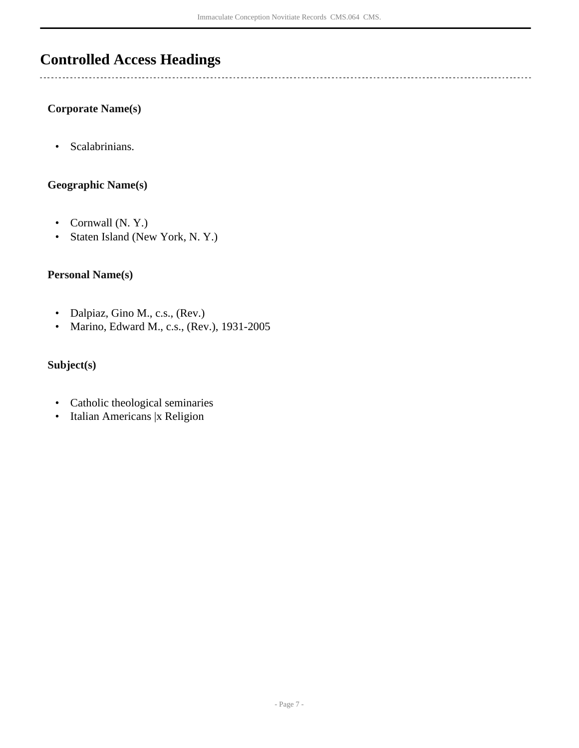## Controlled Access Headings

**Corporate Name(s)**

- Scalabrinians.

**Geographic Name(s)**

- Cornwall (N. Y.)
- Staten Island (New York, N. Y.)

**Personal Name(s)**

- Dalpiaz, Gino M., c.s., (Rev.)
- Marino, Edward M., c.s., (Rev.), 1931-2005

**Subject(s)**

- Catholic theological seminaries
- Italian Americans |x Religion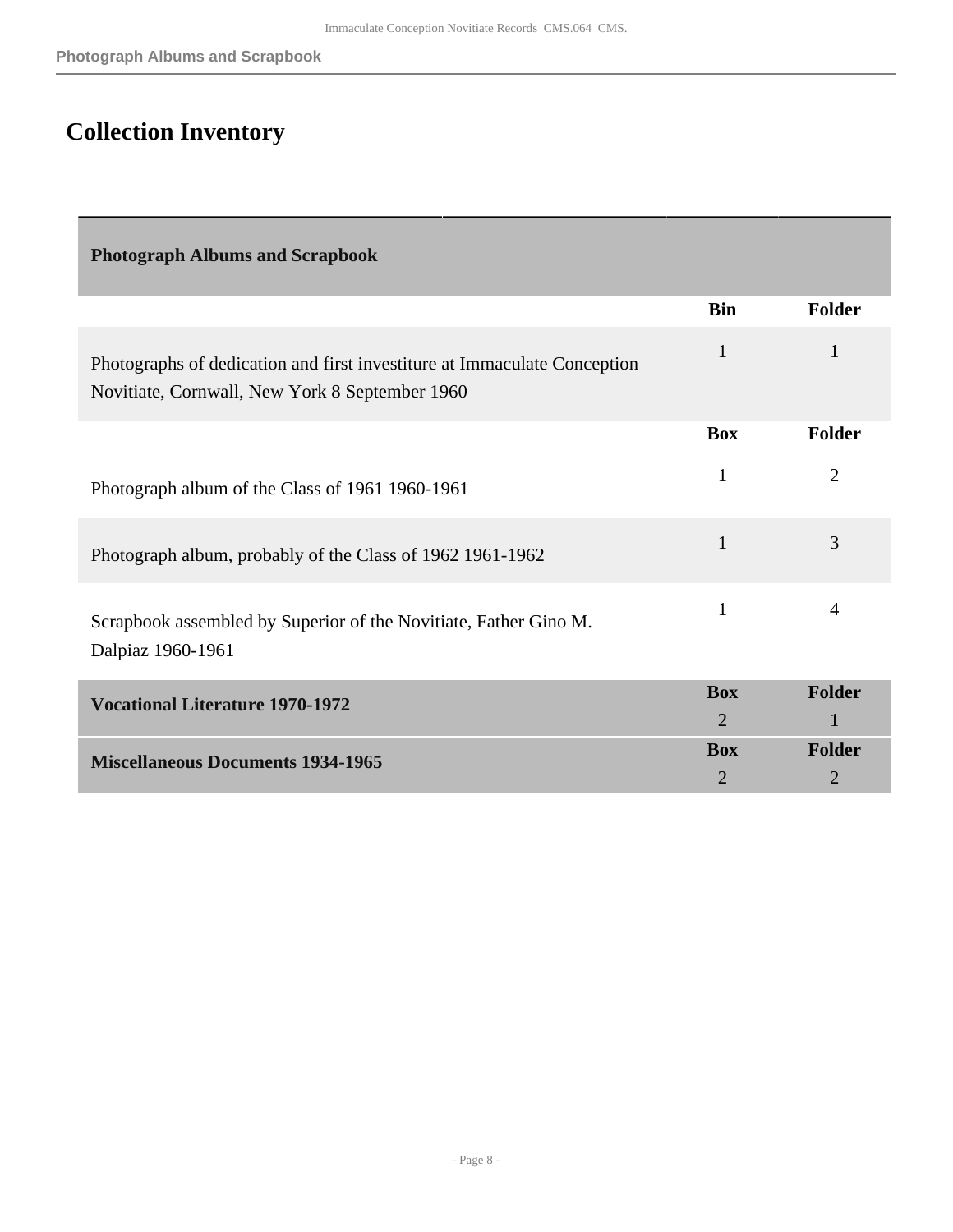# Collection Inventory

| Photograph Albums and Scrapbook | | |
|---|---|---|
| | **Bin** | **Folder** |
| Photographs of dedication and first investiture at Immaculate Conception Novitiate, Cornwall, New York 8 September 1960 | 1 | 1 |
| | **Box** | **Folder** |
| Photograph album of the Class of 1961 1960-1961 | 1 | 2 |
| Photograph album, probably of the Class of 1962 1961-1962 | 1 | 3 |
| Scrapbook assembled by Superior of the Novitiate, Father Gino M. Dalpiaz 1960-1961 | 1 | 4 |

| Vocational Literature 1970-1972 | Box | Folder |
|---|---|---|
| | 2 | 1 |

| Miscellaneous Documents 1934-1965 | Box | Folder |
|---|---|---|
| | 2 | 2 |